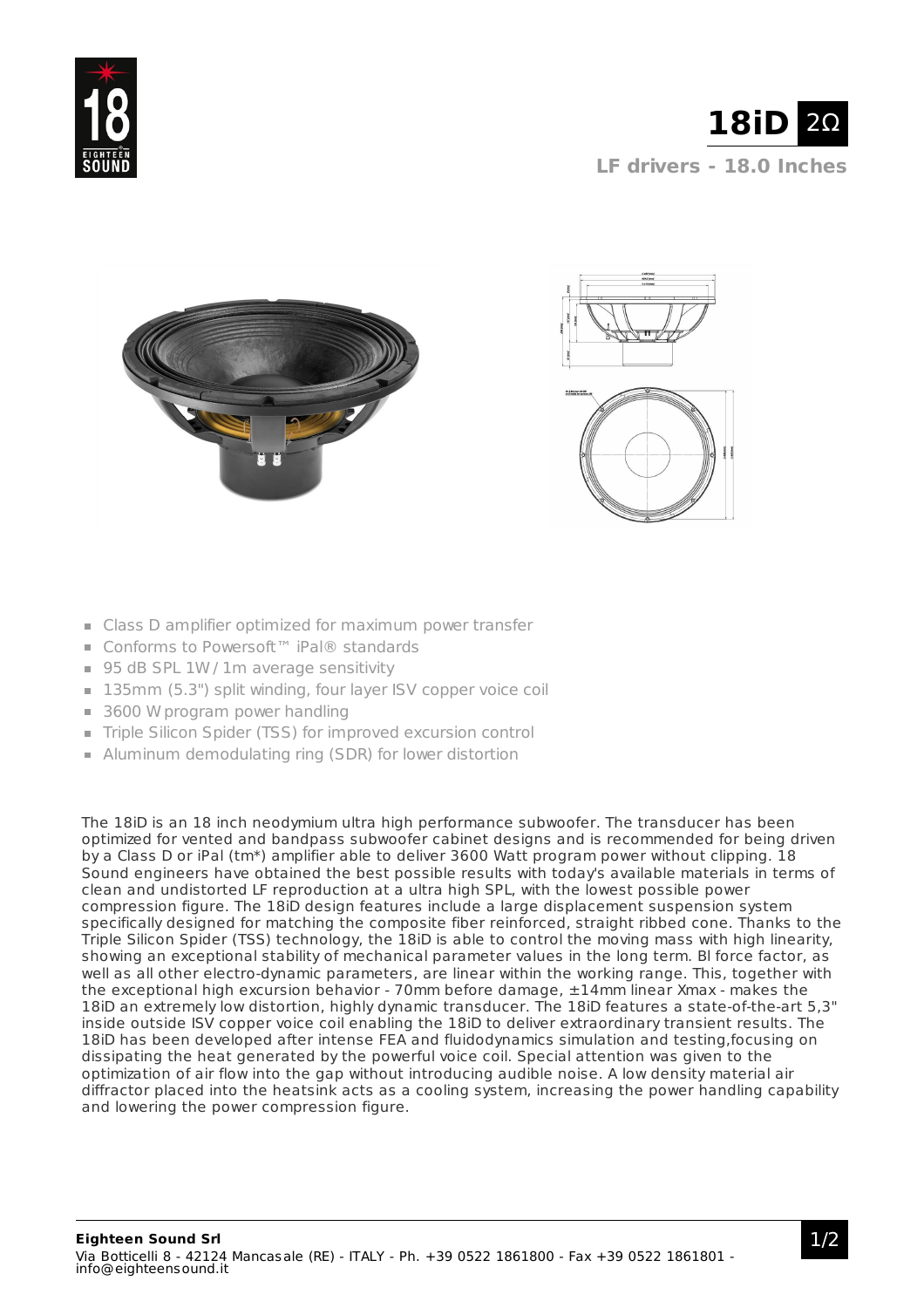# 18iD 2Ω

## LF drivers - 18.0 Inches

- Class D amplifier optimized for maximum power transfer
- Conforms to Powersoft™ iPal® standards
- 95 dB SPL 1W / 1m average sensitivity
- 135mm (5.3") split winding, four layer ISV copper voice coil
- 3600 W program power handling
- Triple Silicon Spider (TSS) for improved excursion control
- Aluminum demodulating ring (SDR) for lower distortion

The 18iD is an 18 inch neodymium ultra high performance subwoofer. The transducer has been optimized for vented and bandpass subwoofer cabinet designs and is recommended for being driven by a Class D or iPal (tm*) amplifier able to deliver 3600 Watt program power without clipping. 18 Sound engineers have obtained the best possible results with today's available materials in terms of clean and undistorted LF reproduction at a ultra high SPL, with the lowest possible power compression figure. The 18iD design features include a large displacement suspension system specifically designed for matching the composite fiber reinforced, straight ribbed cone. Thanks to the Triple Silicon Spider (TSS) technology, the 18iD is able to control the moving mass with high linearity, showing an exceptional stability of mechanical parameter values in the long term. Bl force factor, as well as all other electro-dynamic parameters, are linear within the working range. This, together with the exceptional high excursion behavior - 70mm before damage, ±14mm linear Xmax - makes the 18iD an extremely low distortion, highly dynamic transducer. The 18iD features a state-of-the-art 5,3" inside outside ISV copper voice coil enabling the 18iD to deliver extraordinary transient results. The 18iD has been developed after intense FEA and fluidodynamics simulation and testing,focusing on dissipating the heat generated by the powerful voice coil. Special attention was given to the optimization of air flow into the gap without introducing audible noise. A low density material air diffractor placed into the heatsink acts as a cooling system, increasing the power handling capability and lowering the power compression figure.

**Eighteen Sound Srl**
Via Botticelli 8 - 42124 Mancasale (RE) - ITALY - Ph. +39 0522 1861800 - Fax +39 0522 1861801 - info@eighteensound.it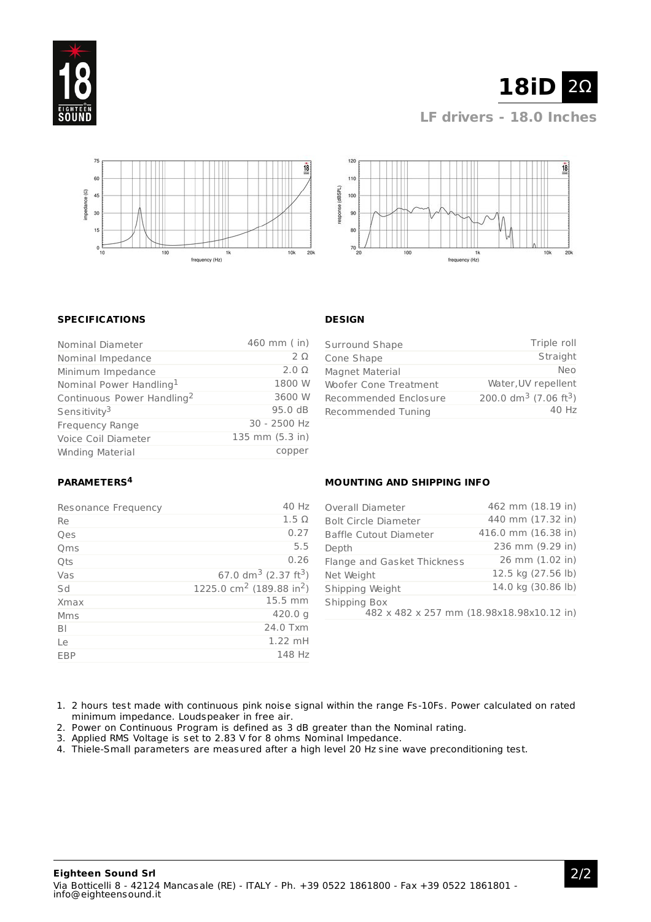# 18iD 2Ω

## LF drivers - 18.0 Inches

impedance (Ω)

75
60
45
30
15
0

10
100
1k
10k
20k

frequency (Hz)

response (dBSPL)

120
110
100
90
80
70

20
100
1k
10k
20k

frequency (Hz)

### SPECIFICATIONS

| | |
|---|---|
| Nominal Diameter | 460 mm ( in) |
| Nominal Impedance | 2 Ω |
| Minimum Impedance | 2.0 Ω |
| Nominal Power Handling[1] | 1800 W |
| Continuous Power Handling[2] | 3600 W |
| Sensitivity[3] | 95.0 dB |
| Frequency Range | 30 - 2500 Hz |
| Voice Coil Diameter | 135 mm (5.3 in) |
| Winding Material | copper |

### DESIGN

| | |
|---|---|
| Surround Shape | Triple roll |
| Cone Shape | Straight |
| Magnet Material | Neo |
| Woofer Cone Treatment | Water,UV repellent |
| Recommended Enclosure | 200.0 $dm^3$ (7.06 $ft^3$) |
| Recommended Tuning | 40 Hz |

### PARAMETERS[4]

| | |
|---|---|
| Resonance Frequency | 40 Hz |
| Re | 1.5 Ω |
| Qes | 0.27 |
| Qms | 5.5 |
| Qts | 0.26 |
| Vas | 67.0 $dm^3$ (2.37 $ft^3$) |
| Sd | 1225.0 $cm^2$ (189.88 $in^2$) |
| Xmax | 15.5 mm |
| Mms | 420.0 g |
| Bl | 24.0 Txm |
| Le | 1.22 mH |
| EBP | 148 Hz |

### MOUNTING AND SHIPPING INFO

| | |
|---|---|
| Overall Diameter | 462 mm (18.19 in) |
| Bolt Circle Diameter | 440 mm (17.32 in) |
| Baffle Cutout Diameter | 416.0 mm (16.38 in) |
| Depth | 236 mm (9.29 in) |
| Flange and Gasket Thickness | 26 mm (1.02 in) |
| Net Weight | 12.5 kg (27.56 lb) |
| Shipping Weight | 14.0 kg (30.86 lb) |
| Shipping Box | 482 x 482 x 257 mm (18.98x18.98x10.12 in) |

1. 2 hours test made with continuous pink noise signal within the range Fs-10Fs. Power calculated on rated minimum impedance. Loudspeaker in free air.
2. Power on Continuous Program is defined as 3 dB greater than the Nominal rating.
3. Applied RMS Voltage is set to 2.83 V for 8 ohms Nominal Impedance.
4. Thiele-Small parameters are measured after a high level 20 Hz sine wave preconditioning test.

**Eighteen Sound Srl**
Via Botticelli 8 - 42124 Mancasale (RE) - ITALY - Ph. +39 0522 1861800 - Fax +39 0522 1861801 - info@eighteensound.it